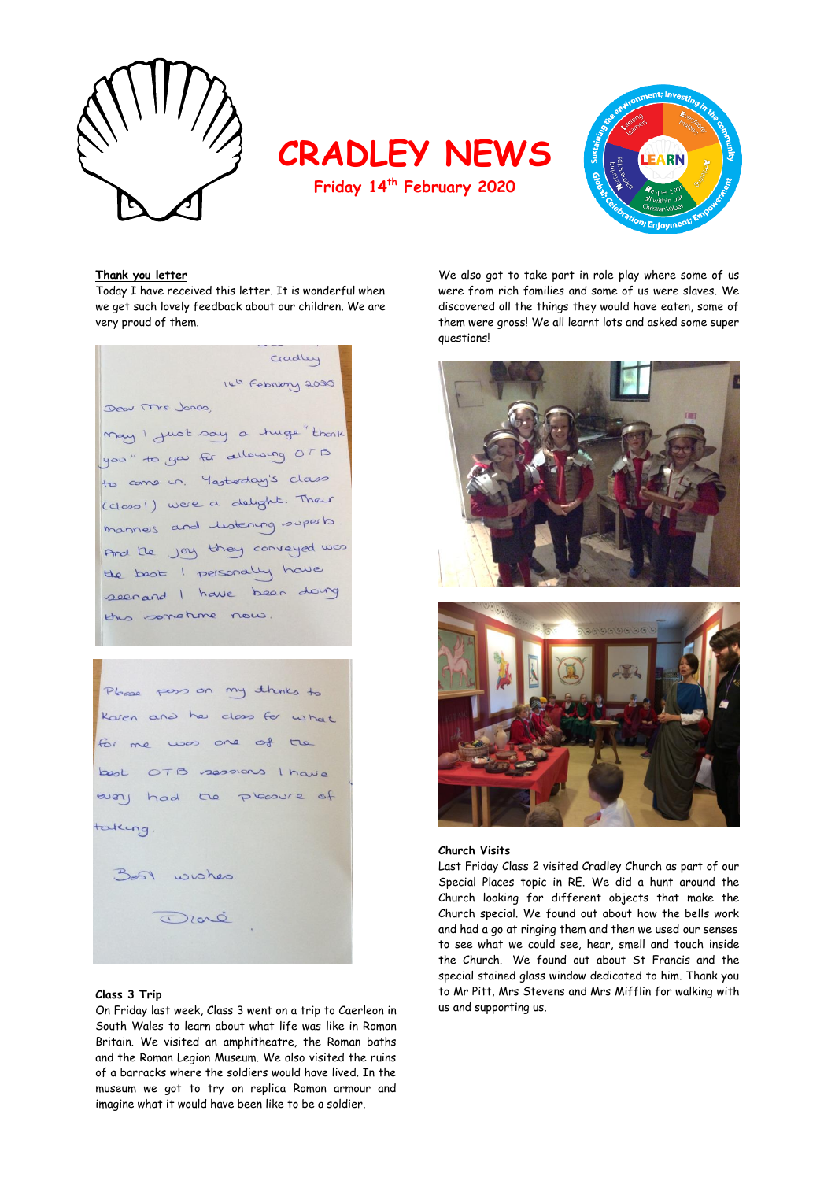# CRADLEY NEWS

**Friday 14th February 2020**

**Thank you letter**

Today I have received this letter. It is wonderful when we get such lovely feedback about our children. We are very proud of them.

Cradley

14th February 2020

Dear Mrs Jones,

May I just say a huge "thank you" to you for allowing OTB to come in. Yesterday's class (class 1) were a delight. Their manners and listening superb. And the joy they conveyed was the best I personally have seen and I have been doing this sometime now.

Please pass on my thanks to Karen and her class for what for me was one of the best OTB sessions I have ever had the pleasure of taking.

Best wishes

Diane

**Class 3 Trip**

On Friday last week, Class 3 went on a trip to Caerleon in South Wales to learn about what life was like in Roman Britain. We visited an amphitheatre, the Roman baths and the Roman Legion Museum. We also visited the ruins of a barracks where the soldiers would have lived. In the museum we got to try on replica Roman armour and imagine what it would have been like to be a soldier.

We also got to take part in role play where some of us were from rich families and some of us were slaves. We discovered all the things they would have eaten, some of them were gross! We all learnt lots and asked some super questions!

**Church Visits**

Last Friday Class 2 visited Cradley Church as part of our Special Places topic in RE. We did a hunt around the Church looking for different objects that make the Church special. We found out about how the bells work and had a go at ringing them and then we used our senses to see what we could see, hear, smell and touch inside the Church. We found out about St Francis and the special stained glass window dedicated to him. Thank you to Mr Pitt, Mrs Stevens and Mrs Mifflin for walking with us and supporting us.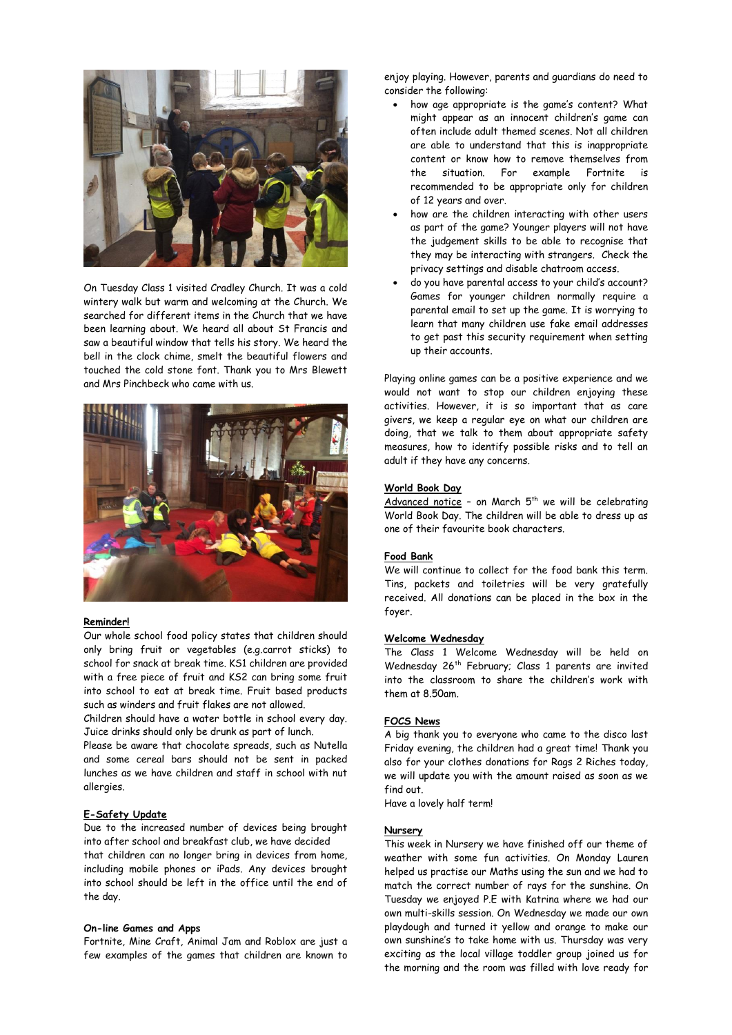On Tuesday Class 1 visited Cradley Church. It was a cold wintery walk but warm and welcoming at the Church. We searched for different items in the Church that we have been learning about. We heard all about St Francis and saw a beautiful window that tells his story. We heard the bell in the clock chime, smelt the beautiful flowers and touched the cold stone font. Thank you to Mrs Blewett and Mrs Pinchbeck who came with us.

**Reminder!**

Our whole school food policy states that children should only bring fruit or vegetables (e.g.carrot sticks) to school for snack at break time. KS1 children are provided with a free piece of fruit and KS2 can bring some fruit into school to eat at break time. Fruit based products such as winders and fruit flakes are not allowed.

Children should have a water bottle in school every day. Juice drinks should only be drunk as part of lunch.

Please be aware that chocolate spreads, such as Nutella and some cereal bars should not be sent in packed lunches as we have children and staff in school with nut allergies.

**E-Safety Update**

Due to the increased number of devices being brought into after school and breakfast club, we have decided that children can no longer bring in devices from home, including mobile phones or iPads. Any devices brought into school should be left in the office until the end of the day.

**On-line Games and Apps**

Fortnite, Mine Craft, Animal Jam and Roblox are just a few examples of the games that children are known to enjoy playing. However, parents and guardians do need to consider the following:

- how age appropriate is the game's content? What might appear as an innocent children's game can often include adult themed scenes. Not all children are able to understand that this is inappropriate content or know how to remove themselves from the situation. For example Fortnite is recommended to be appropriate only for children of 12 years and over.
- how are the children interacting with other users as part of the game? Younger players will not have the judgement skills to be able to recognise that they may be interacting with strangers. Check the privacy settings and disable chatroom access.
- do you have parental access to your child's account? Games for younger children normally require a parental email to set up the game. It is worrying to learn that many children use fake email addresses to get past this security requirement when setting up their accounts.

Playing online games can be a positive experience and we would not want to stop our children enjoying these activities. However, it is so important that as care givers, we keep a regular eye on what our children are doing, that we talk to them about appropriate safety measures, how to identify possible risks and to tell an adult if they have any concerns.

**World Book Day**

Advanced notice – on March 5th we will be celebrating World Book Day. The children will be able to dress up as one of their favourite book characters.

**Food Bank**

We will continue to collect for the food bank this term. Tins, packets and toiletries will be very gratefully received. All donations can be placed in the box in the foyer.

**Welcome Wednesday**

The Class 1 Welcome Wednesday will be held on Wednesday 26th February; Class 1 parents are invited into the classroom to share the children's work with them at 8.50am.

**FOCS News**

A big thank you to everyone who came to the disco last Friday evening, the children had a great time! Thank you also for your clothes donations for Rags 2 Riches today, we will update you with the amount raised as soon as we find out.

Have a lovely half term!

**Nursery**

This week in Nursery we have finished off our theme of weather with some fun activities. On Monday Lauren helped us practise our Maths using the sun and we had to match the correct number of rays for the sunshine. On Tuesday we enjoyed P.E with Katrina where we had our own multi-skills session. On Wednesday we made our own playdough and turned it yellow and orange to make our own sunshine's to take home with us. Thursday was very exciting as the local village toddler group joined us for the morning and the room was filled with love ready for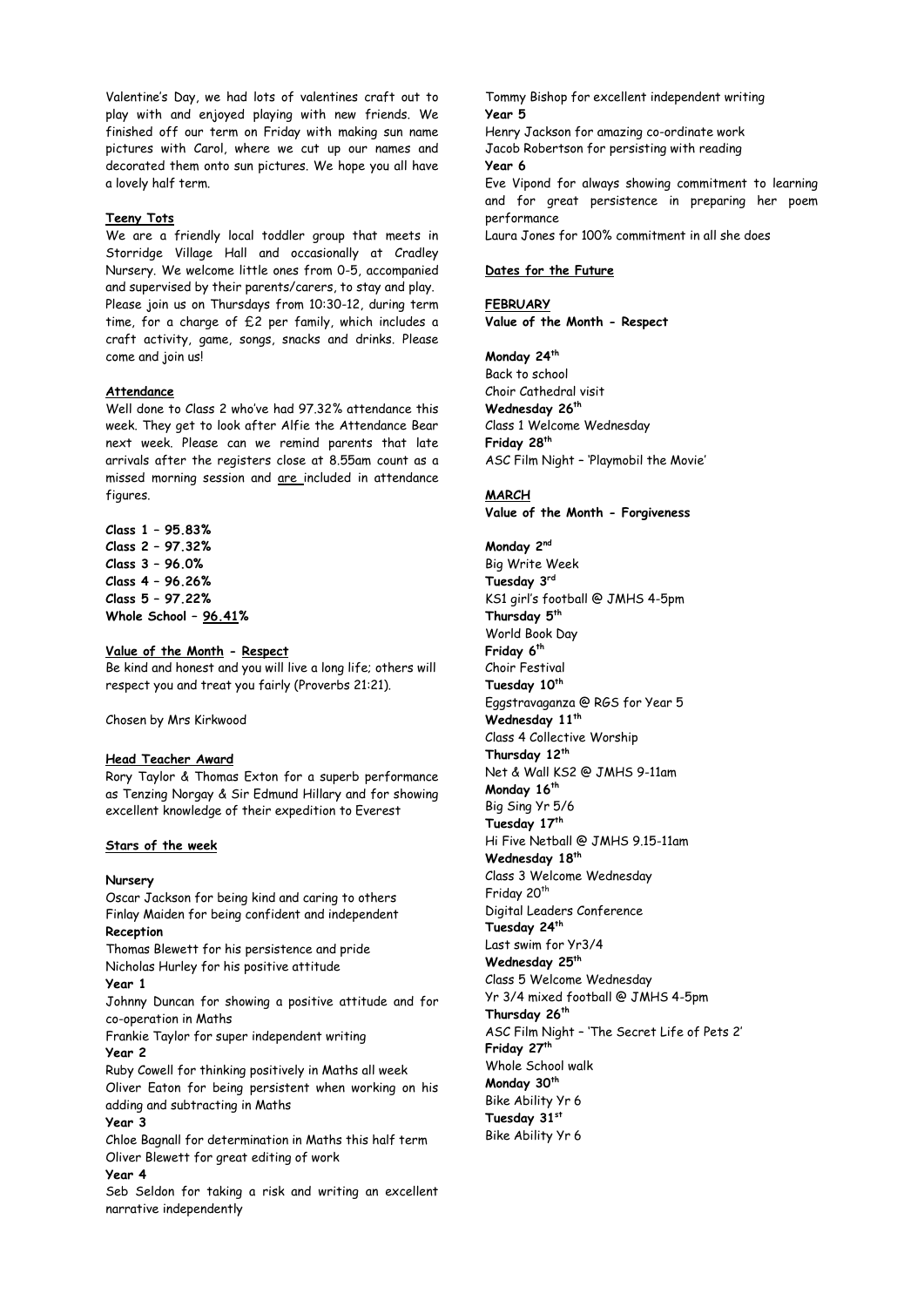Valentine's Day, we had lots of valentines craft out to play with and enjoyed playing with new friends. We finished off our term on Friday with making sun name pictures with Carol, where we cut up our names and decorated them onto sun pictures. We hope you all have a lovely half term.

## Teeny Tots

We are a friendly local toddler group that meets in Storridge Village Hall and occasionally at Cradley Nursery. We welcome little ones from 0-5, accompanied and supervised by their parents/carers, to stay and play. Please join us on Thursdays from 10:30-12, during term time, for a charge of £2 per family, which includes a craft activity, game, songs, snacks and drinks. Please come and join us!

## Attendance

Well done to Class 2 who've had 97.32% attendance this week. They get to look after Alfie the Attendance Bear next week. Please can we remind parents that late arrivals after the registers close at 8.55am count as a missed morning session and are included in attendance figures.

**Class 1 – 95.83%**
**Class 2 – 97.32%**
**Class 3 – 96.0%**
**Class 4 – 96.26%**
**Class 5 – 97.22%**
**Whole School – 96.41%**

## Value of the Month - Respect

Be kind and honest and you will live a long life; others will respect you and treat you fairly (Proverbs 21:21).

Chosen by Mrs Kirkwood

## Head Teacher Award

Rory Taylor & Thomas Exton for a superb performance as Tenzing Norgay & Sir Edmund Hillary and for showing excellent knowledge of their expedition to Everest

## Stars of the week

**Nursery**
Oscar Jackson for being kind and caring to others
Finlay Maiden for being confident and independent

**Reception**
Thomas Blewett for his persistence and pride
Nicholas Hurley for his positive attitude

**Year 1**
Johnny Duncan for showing a positive attitude and for co-operation in Maths
Frankie Taylor for super independent writing

**Year 2**
Ruby Cowell for thinking positively in Maths all week
Oliver Eaton for being persistent when working on his adding and subtracting in Maths

**Year 3**
Chloe Bagnall for determination in Maths this half term
Oliver Blewett for great editing of work

**Year 4**
Seb Seldon for taking a risk and writing an excellent narrative independently
Tommy Bishop for excellent independent writing

**Year 5**
Henry Jackson for amazing co-ordinate work
Jacob Robertson for persisting with reading

**Year 6**
Eve Vipond for always showing commitment to learning and for great persistence in preparing her poem performance
Laura Jones for 100% commitment in all she does

## Dates for the Future

### FEBRUARY
**Value of the Month - Respect**

**Monday 24th**
Back to school
Choir Cathedral visit
**Wednesday 26th**
Class 1 Welcome Wednesday
**Friday 28th**
ASC Film Night – 'Playmobil the Movie'

### MARCH
**Value of the Month - Forgiveness**

**Monday 2nd**
Big Write Week
**Tuesday 3rd**
KS1 girl's football @ JMHS 4-5pm
**Thursday 5th**
World Book Day
**Friday 6th**
Choir Festival
**Tuesday 10th**
Eggstravaganza @ RGS for Year 5
**Wednesday 11th**
Class 4 Collective Worship
**Thursday 12th**
Net & Wall KS2 @ JMHS 9-11am
**Monday 16th**
Big Sing Yr 5/6
**Tuesday 17th**
Hi Five Netball @ JMHS 9.15-11am
**Wednesday 18th**
Class 3 Welcome Wednesday
Friday 20th
Digital Leaders Conference
**Tuesday 24th**
Last swim for Yr3/4
**Wednesday 25th**
Class 5 Welcome Wednesday
Yr 3/4 mixed football @ JMHS 4-5pm
**Thursday 26th**
ASC Film Night – 'The Secret Life of Pets 2'
**Friday 27th**
Whole School walk
**Monday 30th**
Bike Ability Yr 6
**Tuesday 31st**
Bike Ability Yr 6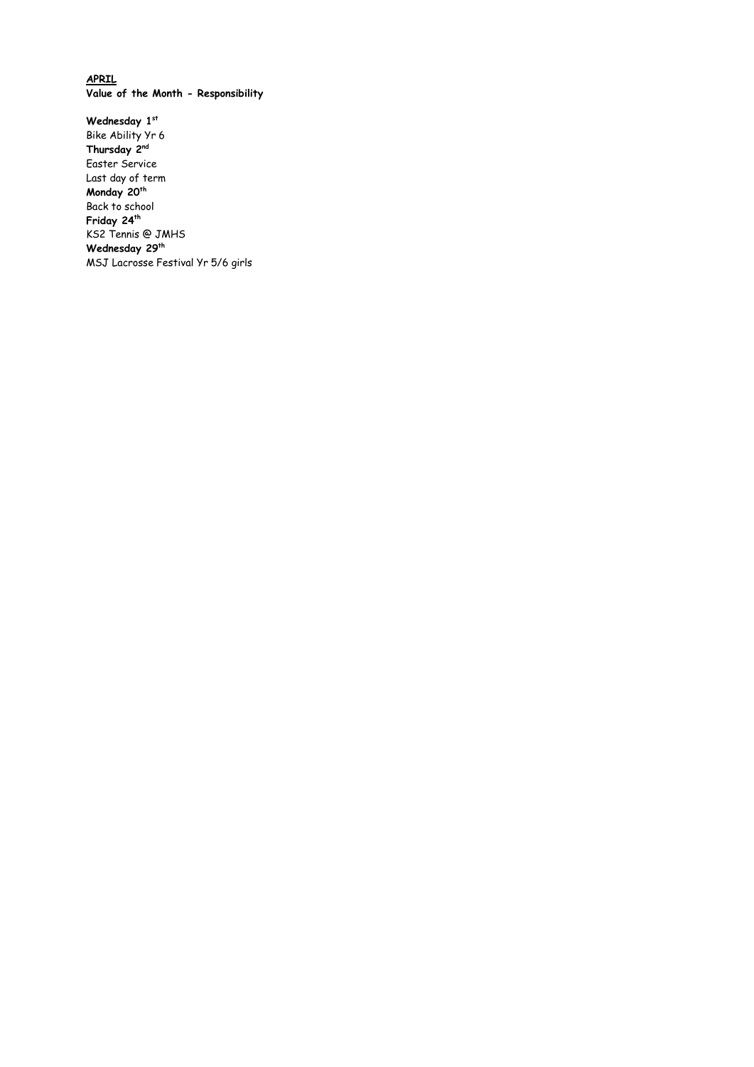**APRIL**

**Value of the Month - Responsibility**

**Wednesday 1st**
Bike Ability Yr 6

**Thursday 2nd**
Easter Service
Last day of term

**Monday 20th**
Back to school

**Friday 24th**
KS2 Tennis @ JMHS

**Wednesday 29th**
MSJ Lacrosse Festival Yr 5/6 girls